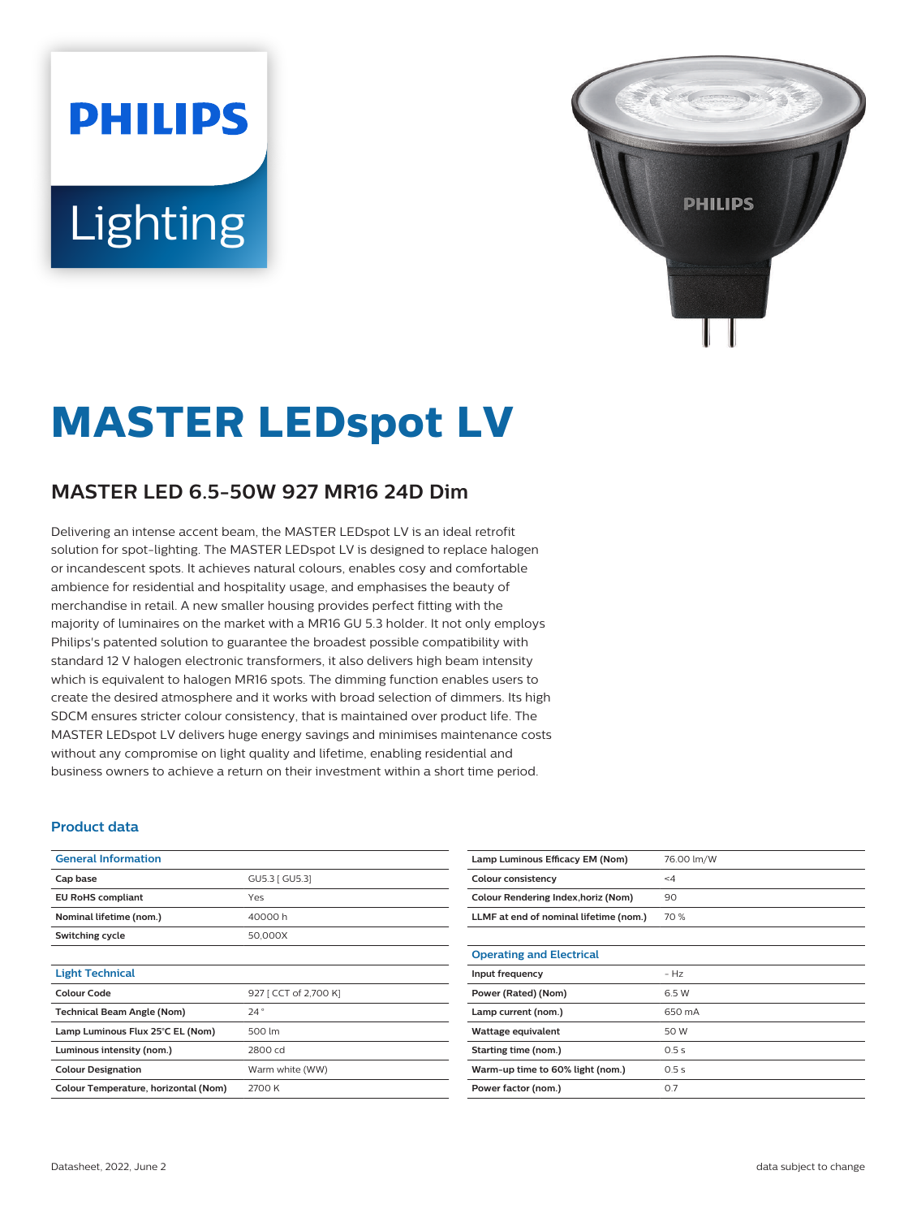# MASTER LEDspot LV

## MASTER LED 6.5-50W 927 MR16 24D Dim

Delivering an intense accent beam, the MASTER LEDspot LV is an ideal retrofit solution for spot-lighting. The MASTER LEDspot LV is designed to replace halogen or incandescent spots. It achieves natural colours, enables cosy and comfortable ambience for residential and hospitality usage, and emphasises the beauty of merchandise in retail. A new smaller housing provides perfect fitting with the majority of luminaires on the market with a MR16 GU 5.3 holder. It not only employs Philips's patented solution to guarantee the broadest possible compatibility with standard 12 V halogen electronic transformers, it also delivers high beam intensity which is equivalent to halogen MR16 spots. The dimming function enables users to create the desired atmosphere and it works with broad selection of dimmers. Its high SDCM ensures stricter colour consistency, that is maintained over product life. The MASTER LEDspot LV delivers huge energy savings and minimises maintenance costs without any compromise on light quality and lifetime, enabling residential and business owners to achieve a return on their investment within a short time period.

### Product data

| General Information | |
|---|---|
| Cap base | GU5.3 [ GU5.3] |
| EU RoHS compliant | Yes |
| Nominal lifetime (nom.) | 40000 h |
| Switching cycle | 50,000X |

| Light Technical | |
|---|---|
| Colour Code | 927 [ CCT of 2,700 K] |
| Technical Beam Angle (Nom) | 24 ° |
| Lamp Luminous Flux 25°C EL (Nom) | 500 lm |
| Luminous intensity (nom.) | 2800 cd |
| Colour Designation | Warm white (WW) |
| Colour Temperature, horizontal (Nom) | 2700 K |
| Lamp Luminous Efficacy EM (Nom) | 76.00 lm/W |
| Colour consistency | <4 |
| Colour Rendering Index,horiz (Nom) | 90 |
| LLMF at end of nominal lifetime (nom.) | 70 % |

| Operating and Electrical | |
|---|---|
| Input frequency | - Hz |
| Power (Rated) (Nom) | 6.5 W |
| Lamp current (nom.) | 650 mA |
| Wattage equivalent | 50 W |
| Starting time (nom.) | 0.5 s |
| Warm-up time to 60% light (nom.) | 0.5 s |
| Power factor (nom.) | 0.7 |

Datasheet, 2022, June 2 | data subject to change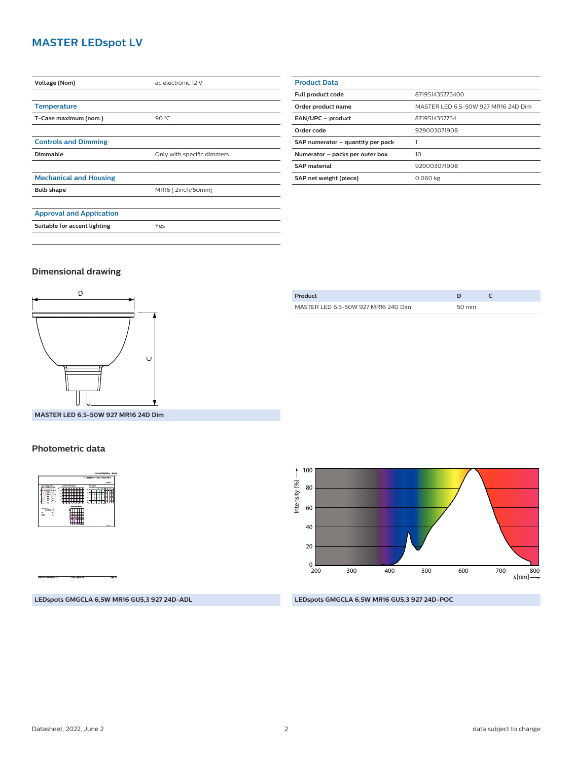# MASTER LEDspot LV

| Voltage (Nom) | ac electronic 12 V |
|---|---|

## Temperature

| T-Case maximum (nom.) | 90 °C |
|---|---|

## Controls and Dimming

| Dimmable | Only with specific dimmers |
|---|---|

## Mechanical and Housing

| Bulb shape | MR16 [ 2inch/50mm] |
|---|---|

## Approval and Application

| Suitable for accent lighting | Yes |
|---|---|

## Product Data

| Full product code | 871951435775400 |
|---|---|
| Order product name | MASTER LED 6.5-50W 927 MR16 24D Dim |
| EAN/UPC – product | 8719514357754 |
| Order code | 929003071908 |
| SAP numerator – quantity per pack | 1 |
| Numerator – packs per outer box | 10 |
| SAP material | 929003071908 |
| SAP net weight (piece) | 0.060 kg |

## Dimensional drawing

MASTER LED 6.5-50W 927 MR16 24D Dim

| Product | D | C |
|---|---|---|
| MASTER LED 6.5-50W 927 MR16 24D Dim | 50 mm | |

## Photometric data

LEDspots GMGCLA 6,5W MR16 GU5,3 927 24D-ADL

LEDspots GMGCLA 6,5W MR16 GU5,3 927 24D-POC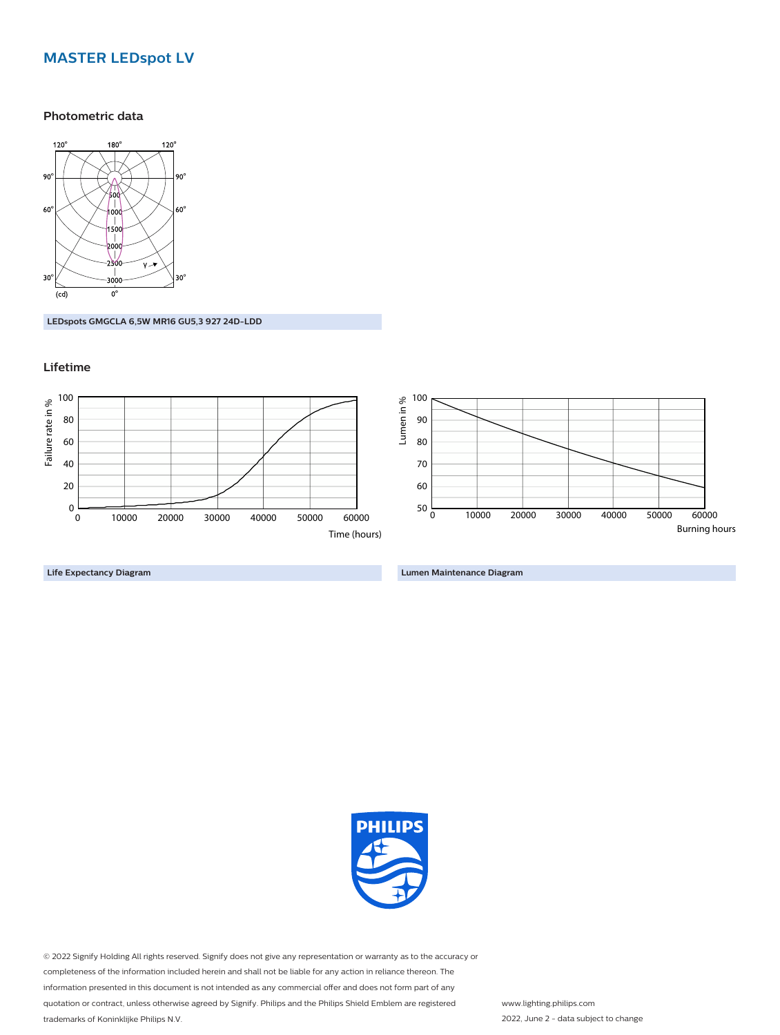## MASTER LEDspot LV

### Photometric data

120° 180° 120°

90° 90°

60° 60°

30° 30°

(cd) 0°

500
1000
1500
2000
2500
3000

γ

LEDspots GMGCLA 6,5W MR16 GU5,3 927 24D-LDD

### Lifetime

Failure rate in %

100
80
60
40
20
0

0 10000 20000 30000 40000 50000 60000

Time (hours)

Life Expectancy Diagram

Lumen in %

100
90
80
70
60
50

0 10000 20000 30000 40000 50000 60000

Burning hours

Lumen Maintenance Diagram

© 2022 Signify Holding All rights reserved. Signify does not give any representation or warranty as to the accuracy or completeness of the information included herein and shall not be liable for any action in reliance thereon. The information presented in this document is not intended as any commercial offer and does not form part of any quotation or contract, unless otherwise agreed by Signify. Philips and the Philips Shield Emblem are registered trademarks of Koninklijke Philips N.V.

www.lighting.philips.com

2022, June 2 - data subject to change